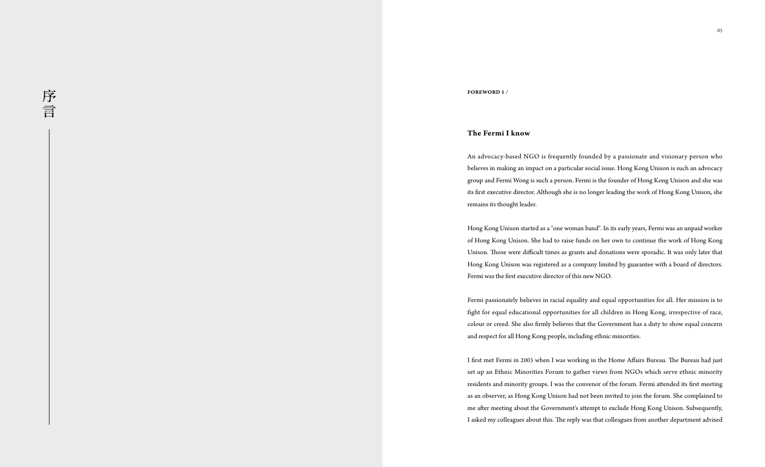# 序言

**FOREWORD 1 /**

## The Fermi I know

An advocacy-based NGO is frequently founded by a passionate and visionary person who believes in making an impact on a particular social issue. Hong Kong Unison is such an advocacy group and Fermi Wong is such a person. Fermi is the founder of Hong Kong Unison and she was its first executive director. Although she is no longer leading the work of Hong Kong Unison, she remains its thought leader.

Hong Kong Unison started as a "one woman band". In its early years, Fermi was an unpaid worker of Hong Kong Unison. She had to raise funds on her own to continue the work of Hong Kong Unison. Those were difficult times as grants and donations were sporadic. It was only later that Hong Kong Unison was registered as a company limited by guarantee with a board of directors. Fermi was the first executive director of this new NGO.

Fermi passionately believes in racial equality and equal opportunities for all. Her mission is to fight for equal educational opportunities for all children in Hong Kong, irrespective of race, colour or creed. She also firmly believes that the Government has a duty to show equal concern and respect for all Hong Kong people, including ethnic minorities.

I first met Fermi in 2003 when I was working in the Home Affairs Bureau. The Bureau had just set up an Ethnic Minorities Forum to gather views from NGOs which serve ethnic minority residents and minority groups. I was the convenor of the forum. Fermi attended its first meeting as an observer, as Hong Kong Unison had not been invited to join the forum. She complained to me after meeting about the Government's attempt to exclude Hong Kong Unison. Subsequently, I asked my colleagues about this. The reply was that colleagues from another department advised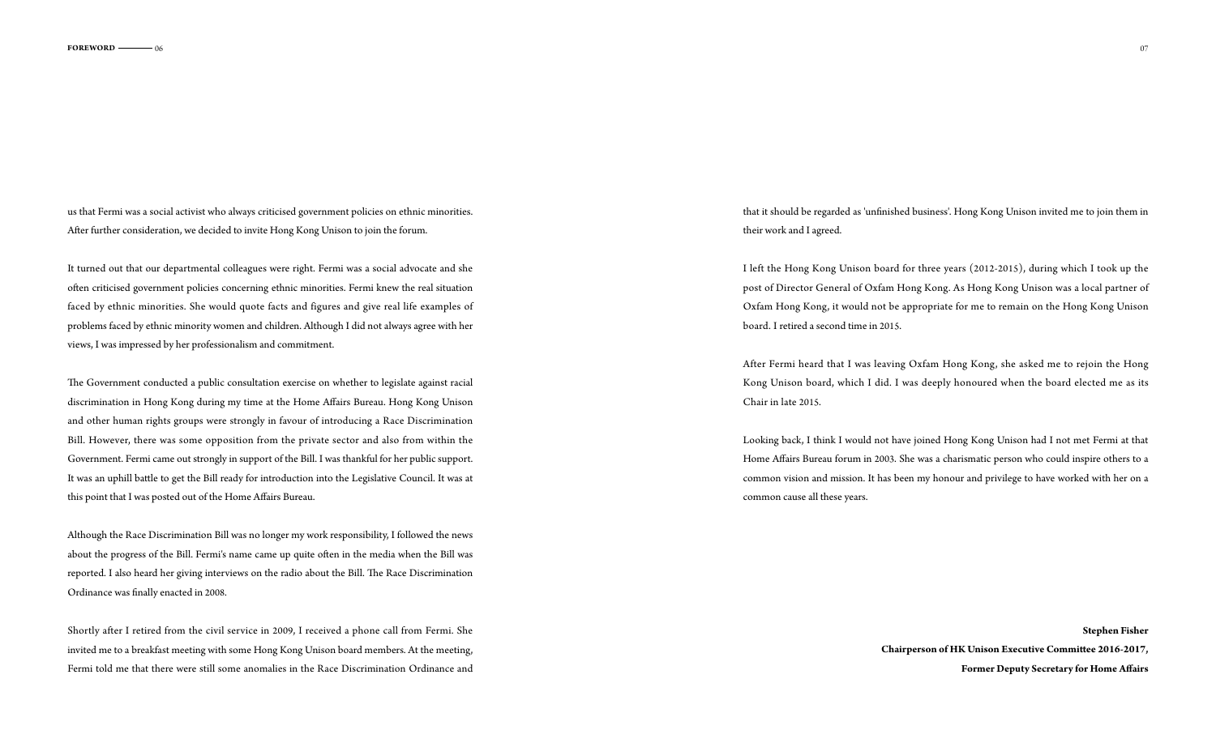us that Fermi was a social activist who always criticised government policies on ethnic minorities. After further consideration, we decided to invite Hong Kong Unison to join the forum.

It turned out that our departmental colleagues were right. Fermi was a social advocate and she often criticised government policies concerning ethnic minorities. Fermi knew the real situation faced by ethnic minorities. She would quote facts and figures and give real life examples of problems faced by ethnic minority women and children. Although I did not always agree with her views, I was impressed by her professionalism and commitment.

The Government conducted a public consultation exercise on whether to legislate against racial discrimination in Hong Kong during my time at the Home Affairs Bureau. Hong Kong Unison and other human rights groups were strongly in favour of introducing a Race Discrimination Bill. However, there was some opposition from the private sector and also from within the Government. Fermi came out strongly in support of the Bill. I was thankful for her public support. It was an uphill battle to get the Bill ready for introduction into the Legislative Council. It was at this point that I was posted out of the Home Affairs Bureau.

Although the Race Discrimination Bill was no longer my work responsibility, I followed the news about the progress of the Bill. Fermi's name came up quite often in the media when the Bill was reported. I also heard her giving interviews on the radio about the Bill. The Race Discrimination Ordinance was finally enacted in 2008.

Shortly after I retired from the civil service in 2009, I received a phone call from Fermi. She invited me to a breakfast meeting with some Hong Kong Unison board members. At the meeting, Fermi told me that there were still some anomalies in the Race Discrimination Ordinance and that it should be regarded as 'unfinished business'. Hong Kong Unison invited me to join them in their work and I agreed.

I left the Hong Kong Unison board for three years (2012-2015), during which I took up the post of Director General of Oxfam Hong Kong. As Hong Kong Unison was a local partner of Oxfam Hong Kong, it would not be appropriate for me to remain on the Hong Kong Unison board. I retired a second time in 2015.

After Fermi heard that I was leaving Oxfam Hong Kong, she asked me to rejoin the Hong Kong Unison board, which I did. I was deeply honoured when the board elected me as its Chair in late 2015.

Looking back, I think I would not have joined Hong Kong Unison had I not met Fermi at that Home Affairs Bureau forum in 2003. She was a charismatic person who could inspire others to a common vision and mission. It has been my honour and privilege to have worked with her on a common cause all these years.

**Stephen Fisher**
**Chairperson of HK Unison Executive Committee 2016-2017,**
**Former Deputy Secretary for Home Affairs**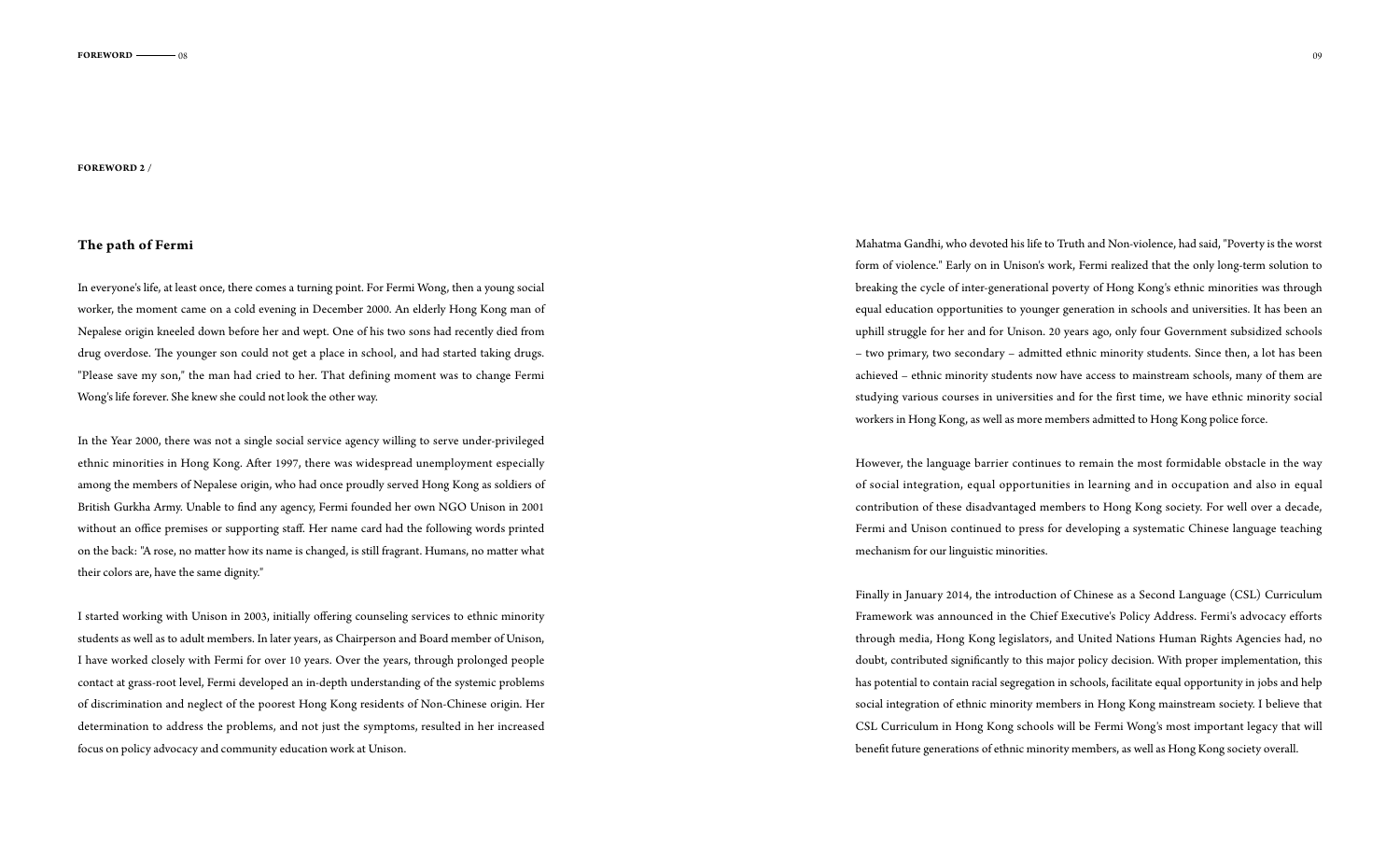**FOREWORD 2 /**

## The path of Fermi

In everyone's life, at least once, there comes a turning point. For Fermi Wong, then a young social worker, the moment came on a cold evening in December 2000. An elderly Hong Kong man of Nepalese origin kneeled down before her and wept. One of his two sons had recently died from drug overdose. The younger son could not get a place in school, and had started taking drugs. "Please save my son," the man had cried to her. That defining moment was to change Fermi Wong's life forever. She knew she could not look the other way.

In the Year 2000, there was not a single social service agency willing to serve under-privileged ethnic minorities in Hong Kong. After 1997, there was widespread unemployment especially among the members of Nepalese origin, who had once proudly served Hong Kong as soldiers of British Gurkha Army. Unable to find any agency, Fermi founded her own NGO Unison in 2001 without an office premises or supporting staff. Her name card had the following words printed on the back: "A rose, no matter how its name is changed, is still fragrant. Humans, no matter what their colors are, have the same dignity."

I started working with Unison in 2003, initially offering counseling services to ethnic minority students as well as to adult members. In later years, as Chairperson and Board member of Unison, I have worked closely with Fermi for over 10 years. Over the years, through prolonged people contact at grass-root level, Fermi developed an in-depth understanding of the systemic problems of discrimination and neglect of the poorest Hong Kong residents of Non-Chinese origin. Her determination to address the problems, and not just the symptoms, resulted in her increased focus on policy advocacy and community education work at Unison.

Mahatma Gandhi, who devoted his life to Truth and Non-violence, had said, "Poverty is the worst form of violence." Early on in Unison's work, Fermi realized that the only long-term solution to breaking the cycle of inter-generational poverty of Hong Kong's ethnic minorities was through equal education opportunities to younger generation in schools and universities. It has been an uphill struggle for her and for Unison. 20 years ago, only four Government subsidized schools – two primary, two secondary – admitted ethnic minority students. Since then, a lot has been achieved – ethnic minority students now have access to mainstream schools, many of them are studying various courses in universities and for the first time, we have ethnic minority social workers in Hong Kong, as well as more members admitted to Hong Kong police force.

However, the language barrier continues to remain the most formidable obstacle in the way of social integration, equal opportunities in learning and in occupation and also in equal contribution of these disadvantaged members to Hong Kong society. For well over a decade, Fermi and Unison continued to press for developing a systematic Chinese language teaching mechanism for our linguistic minorities.

Finally in January 2014, the introduction of Chinese as a Second Language (CSL) Curriculum Framework was announced in the Chief Executive's Policy Address. Fermi's advocacy efforts through media, Hong Kong legislators, and United Nations Human Rights Agencies had, no doubt, contributed significantly to this major policy decision. With proper implementation, this has potential to contain racial segregation in schools, facilitate equal opportunity in jobs and help social integration of ethnic minority members in Hong Kong mainstream society. I believe that CSL Curriculum in Hong Kong schools will be Fermi Wong's most important legacy that will benefit future generations of ethnic minority members, as well as Hong Kong society overall.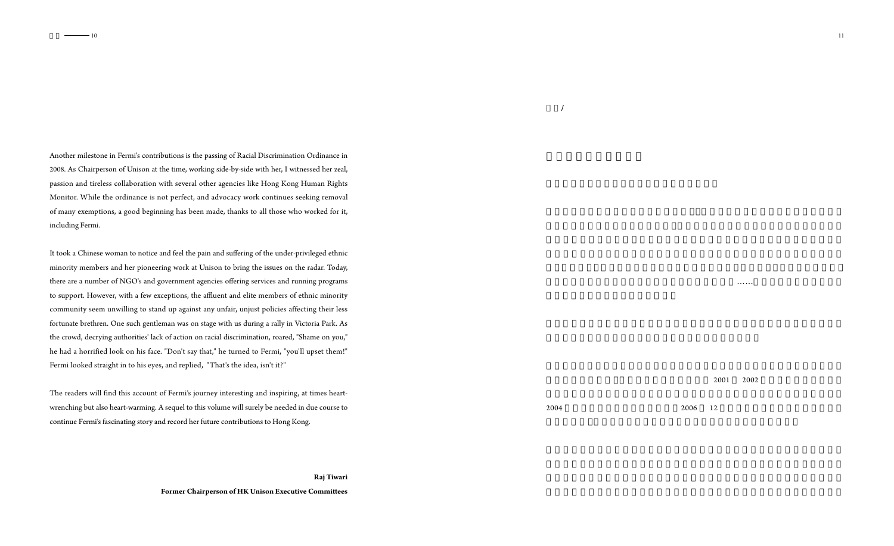Another milestone in Fermi's contributions is the passing of Racial Discrimination Ordinance in 2008. As Chairperson of Unison at the time, working side-by-side with her, I witnessed her zeal, passion and tireless collaboration with several other agencies like Hong Kong Human Rights Monitor. While the ordinance is not perfect, and advocacy work continues seeking removal of many exemptions, a good beginning has been made, thanks to all those who worked for it, including Fermi.

It took a Chinese woman to notice and feel the pain and suffering of the under-privileged ethnic minority members and her pioneering work at Unison to bring the issues on the radar. Today, there are a number of NGO's and government agencies offering services and running programs to support. However, with a few exceptions, the affluent and elite members of ethnic minority community seem unwilling to stand up against any unfair, unjust policies affecting their less fortunate brethren. One such gentleman was on stage with us during a rally in Victoria Park. As the crowd, decrying authorities' lack of action on racial discrimination, roared, "Shame on you," he had a horrified look on his face. "Don't say that," he turned to Fermi, "you'll upset them!" Fermi looked straight in to his eyes, and replied, "That's the idea, isn't it?"

The readers will find this account of Fermi's journey interesting and inspiring, at times heart-wrenching but also heart-warming. A sequel to this volume will surely be needed in due course to continue Fermi's fascinating story and record her future contributions to Hong Kong.

**Raj Tiwari**

**Former Chairperson of HK Unison Executive Committees**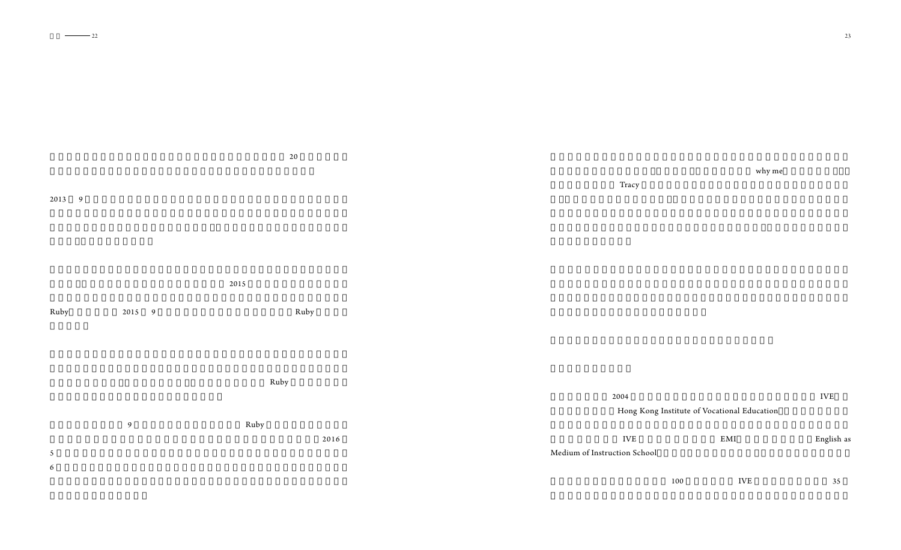20

2013 9

2015

Ruby 2015 9 Ruby

Ruby

9 Ruby

2016

5

6

why me

Tracy

2004 IVE

Hong Kong Institute of Vocational Education

IVE EMI English as Medium of Instruction School

100 IVE 35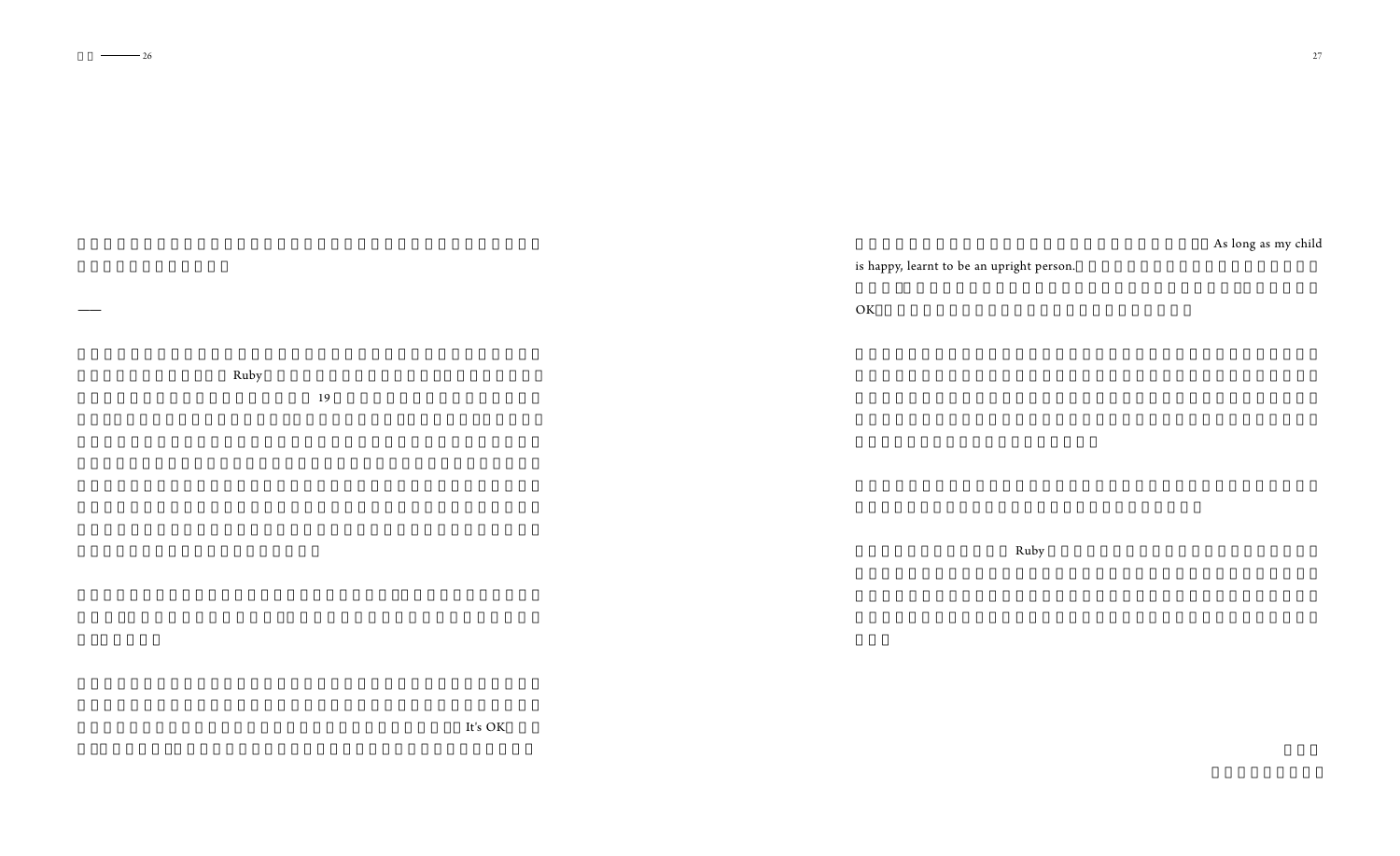Ruby

19

It's OK

As long as my child is happy, learnt to be an upright person.

OK

Ruby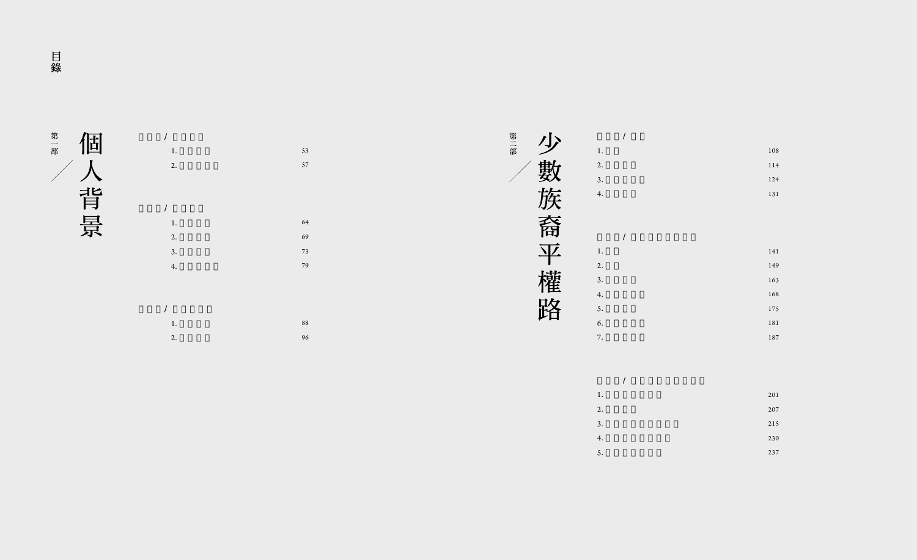# 目錄

## 第一部 個人背景

/

1. 53
2. 57

/

1. 64
2. 69
3. 73
4. 79

/

1. 88
2. 96

## 第二部 少數族裔平權路

/

1. 108
2. 114
3. 124
4. 131

/

1. 141
2. 149
3. 163
4. 168
5. 175
6. 181
7. 187

/

1. 201
2. 207
3. 215
4. 230
5. 237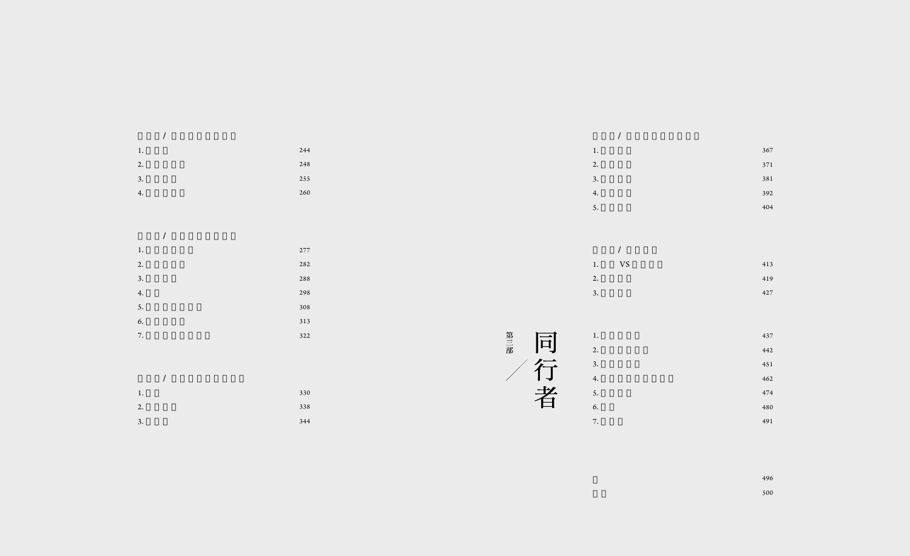□□□/ □□□□□□□□

| | |
|---|---|
| 1.□□□ | 244 |
| 2.□□□□□ | 248 |
| 3.□□□□ | 255 |
| 4.□□□□□ | 260 |

□□□/ □□□□□□□□

| | |
|---|---|
| 1.□□□□□□ | 277 |
| 2.□□□□□ | 282 |
| 3.□□□□ | 288 |
| 4.□□ | 298 |
| 5.□□□□□□□ | 308 |
| 6.□□□□□ | 313 |
| 7.□□□□□□□□ | 322 |

□□□/ □□□□□□□□□

| | |
|---|---|
| 1.□□ | 330 |
| 2.□□□□ | 338 |
| 3.□□□ | 344 |

□□□/ □□□□□□□□□

| | |
|---|---|
| 1.□□□□ | 367 |
| 2.□□□□ | 371 |
| 3.□□□□ | 381 |
| 4.□□□□ | 392 |
| 5.□□□□ | 404 |

□□□/ □□□□

| | |
|---|---|
| 1.□□ VS□□□□ | 413 |
| 2.□□□□ | 419 |
| 3.□□□□ | 427 |

# 第三部／同行者

| | |
|---|---|
| 1.□□□□□ | 437 |
| 2.□□□□□□ | 442 |
| 3.□□□□□ | 451 |
| 4.□□□□□□□□□ | 462 |
| 5.□□□□ | 474 |
| 6.□□ | 480 |
| 7.□□□ | 491 |

| | |
|---|---|
| □ | 496 |
| □□ | 500 |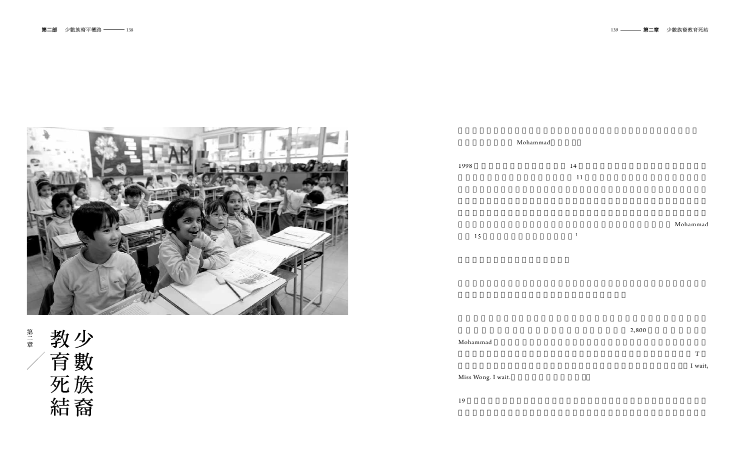# 第二章 少數族裔教育死結

Mohammad

1998 … 14 … 11 … Mohammad … 15 …[1]

… 2,800 …

Mohammad … T … I wait, Miss Wong. I wait. …

19 …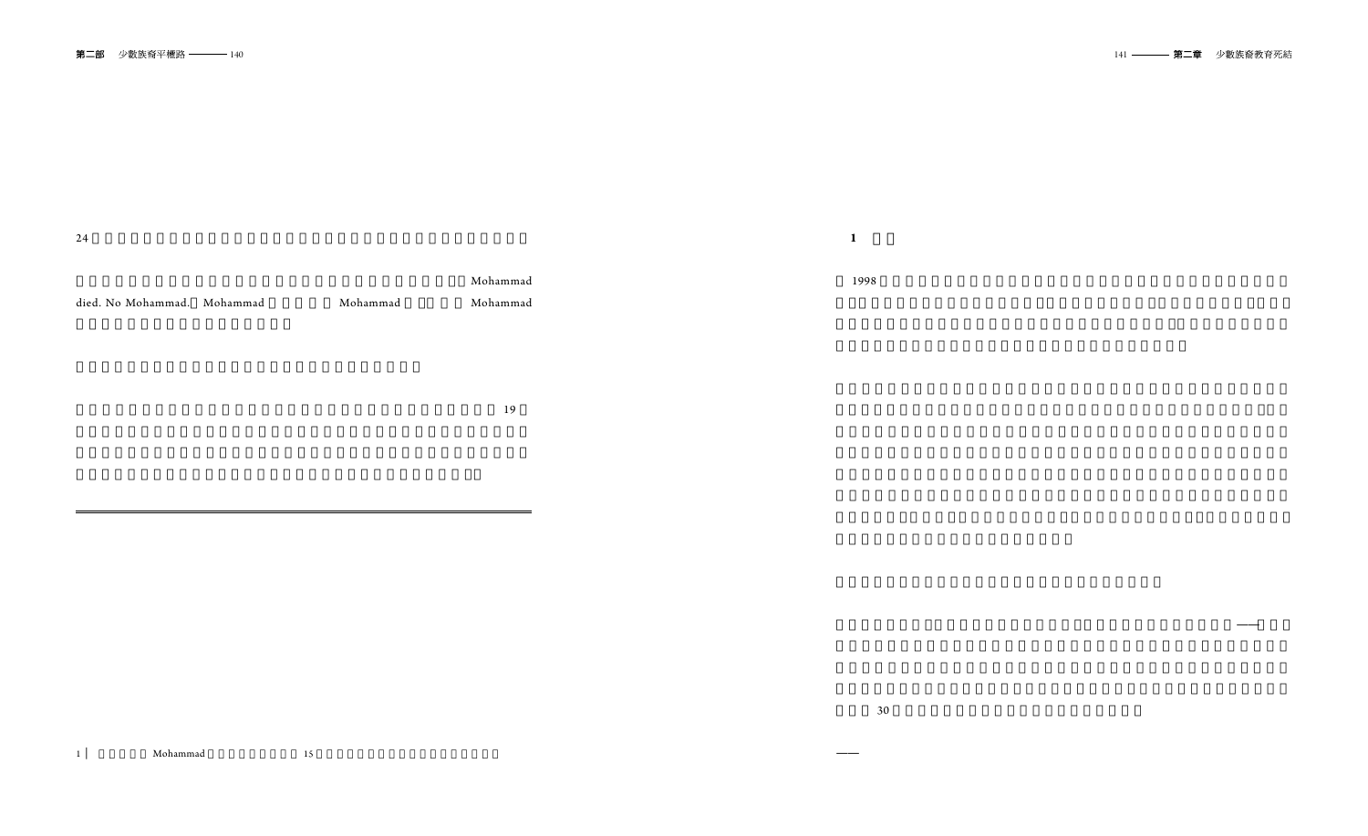24

Mohammad
died. No Mohammad. Mohammad Mohammad Mohammad

19

**1**

1998

30

1 | Mohammad 15